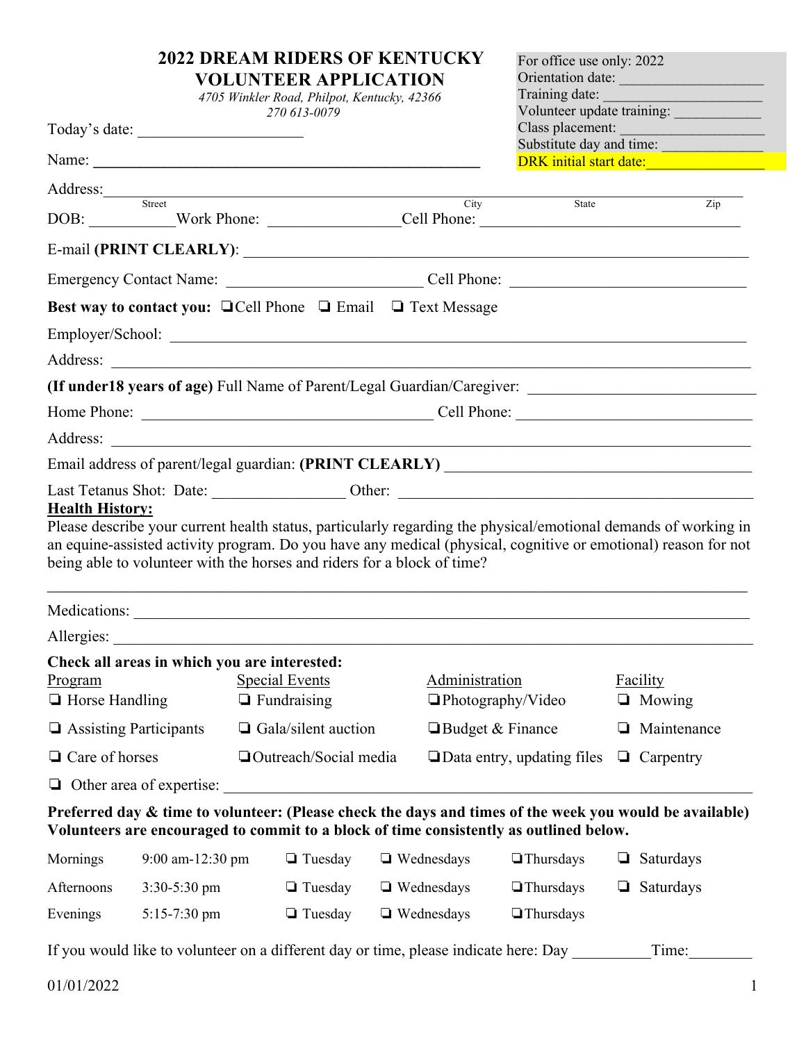# 2022 DREAM RIDERS OF KENTUCKY VOLUNTEER APPLICATION

*4705 Winkler Road, Philpot, Kentucky, 42366*
*270 613-0079*

For office use only: 2022
Orientation date: ___________________
Training date: ___________________
Volunteer update training: ___________
Class placement: ___________________
Substitute day and time: _____________
DRK initial start date: _______________

Today's date: ____________________

Name: ______________________________________________

Address: ____________________________________________________________
Street City State Zip

DOB: ___________ Work Phone: ________________ Cell Phone: ________________________________

E-mail **(PRINT CLEARLY)**: ____________________________________________________________

Emergency Contact Name: ________________________ Cell Phone: ______________________________

**Best way to contact you:** ❑ Cell Phone ❑ Email ❑ Text Message

Employer/School: ____________________________________________________________

Address: ____________________________________________________________

**(If under18 years of age)** Full Name of Parent/Legal Guardian/Caregiver: ____________________________

Home Phone: ____________________________________ Cell Phone: ______________________________

Address: ____________________________________________________________

Email address of parent/legal guardian: **(PRINT CLEARLY)** ______________________________________

Last Tetanus Shot: Date: ________________ Other: ____________________________________________

**Health History:**

Please describe your current health status, particularly regarding the physical/emotional demands of working in an equine-assisted activity program. Do you have any medical (physical, cognitive or emotional) reason for not being able to volunteer with the horses and riders for a block of time?

____________________________________________________________

Medications: ____________________________________________________________

Allergies: ____________________________________________________________

**Check all areas in which you are interested:**

| Program | Special Events | Administration | Facility |
|---|---|---|---|
| ❑ Horse Handling | ❑ Fundraising | ❑ Photography/Video | ❑ Mowing |
| ❑ Assisting Participants | ❑ Gala/silent auction | ❑ Budget & Finance | ❑ Maintenance |
| ❑ Care of horses | ❑ Outreach/Social media | ❑ Data entry, updating files | ❑ Carpentry |

❑ Other area of expertise: ____________________________________________________________

**Preferred day & time to volunteer: (Please check the days and times of the week you would be available) Volunteers are encouraged to commit to a block of time consistently as outlined below.**

| | | | | | |
|---|---|---|---|---|---|
| Mornings | 9:00 am-12:30 pm | ❑ Tuesday | ❑ Wednesdays | ❑ Thursdays | ❑ Saturdays |
| Afternoons | 3:30-5:30 pm | ❑ Tuesday | ❑ Wednesdays | ❑ Thursdays | ❑ Saturdays |
| Evenings | 5:15-7:30 pm | ❑ Tuesday | ❑ Wednesdays | ❑ Thursdays | |

If you would like to volunteer on a different day or time, please indicate here: Day __________ Time: ________

01/01/2022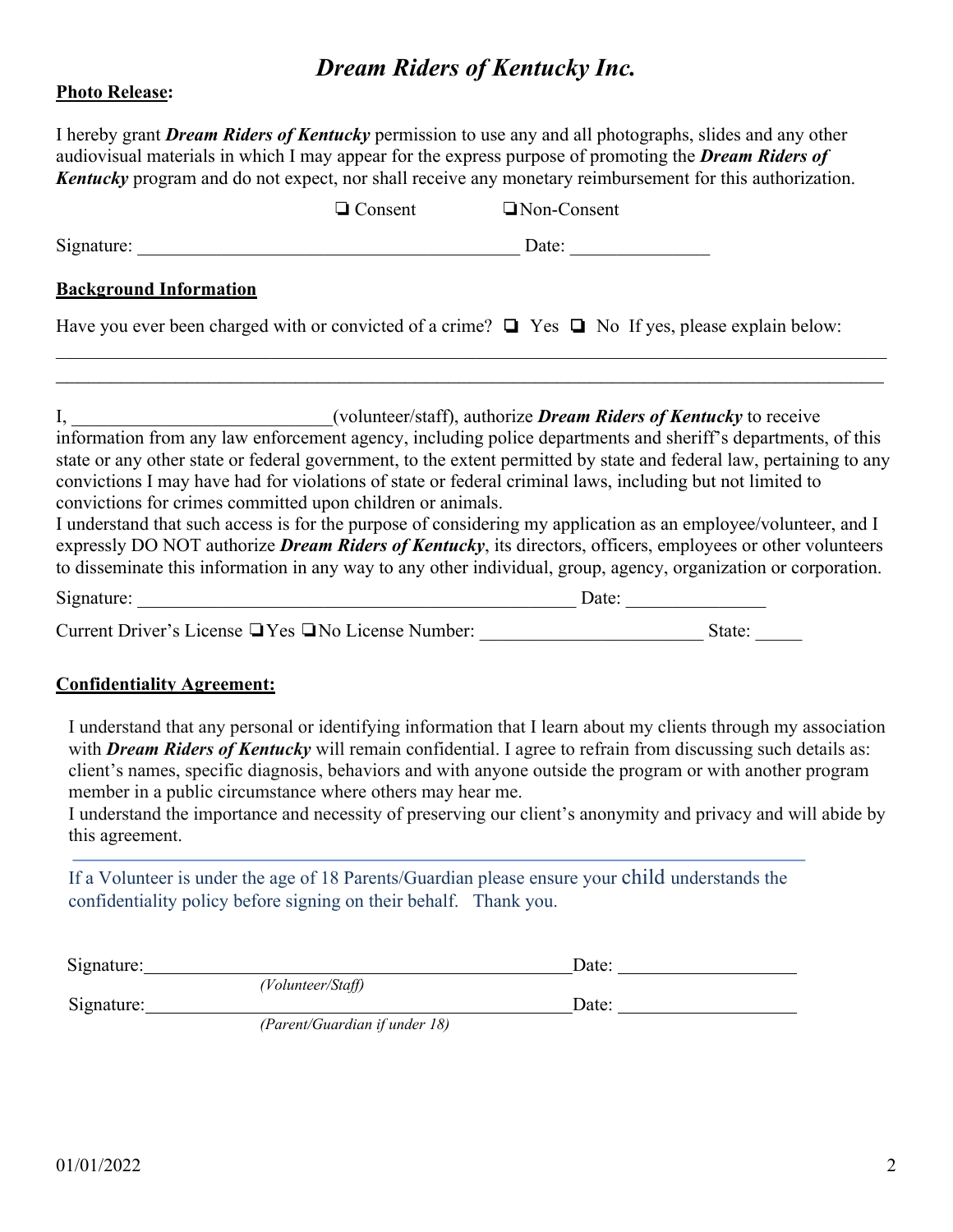# *Dream Riders of Kentucky Inc.*

**Photo Release:**

I hereby grant ***Dream Riders of Kentucky*** permission to use any and all photographs, slides and any other audiovisual materials in which I may appear for the express purpose of promoting the ***Dream Riders of Kentucky*** program and do not expect, nor shall receive any monetary reimbursement for this authorization.

❏ Consent ❏ Non-Consent

Signature: _________________________________________ Date: _______________

**Background Information**

Have you ever been charged with or convicted of a crime? ❏ Yes ❏ No If yes, please explain below:

_____________________________________________________________________________________________

_____________________________________________________________________________________________

I, ____________________________(volunteer/staff), authorize ***Dream Riders of Kentucky*** to receive information from any law enforcement agency, including police departments and sheriff's departments, of this state or any other state or federal government, to the extent permitted by state and federal law, pertaining to any convictions I may have had for violations of state or federal criminal laws, including but not limited to convictions for crimes committed upon children or animals.

I understand that such access is for the purpose of considering my application as an employee/volunteer, and I expressly DO NOT authorize ***Dream Riders of Kentucky***, its directors, officers, employees or other volunteers to disseminate this information in any way to any other individual, group, agency, organization or corporation.

Signature: ________________________________________________ Date: _______________

Current Driver's License ❏ Yes ❏ No License Number: ________________________ State: _____

**Confidentiality Agreement:**

I understand that any personal or identifying information that I learn about my clients through my association with ***Dream Riders of Kentucky*** will remain confidential. I agree to refrain from discussing such details as: client's names, specific diagnosis, behaviors and with anyone outside the program or with another program member in a public circumstance where others may hear me.

I understand the importance and necessity of preserving our client's anonymity and privacy and will abide by this agreement.

If a Volunteer is under the age of 18 Parents/Guardian please ensure your child understands the confidentiality policy before signing on their behalf. Thank you.

Signature:_______________________________________________ Date: ___________________
*(Volunteer/Staff)*

Signature:_______________________________________________ Date: ___________________
*(Parent/Guardian if under 18)*

01/01/2022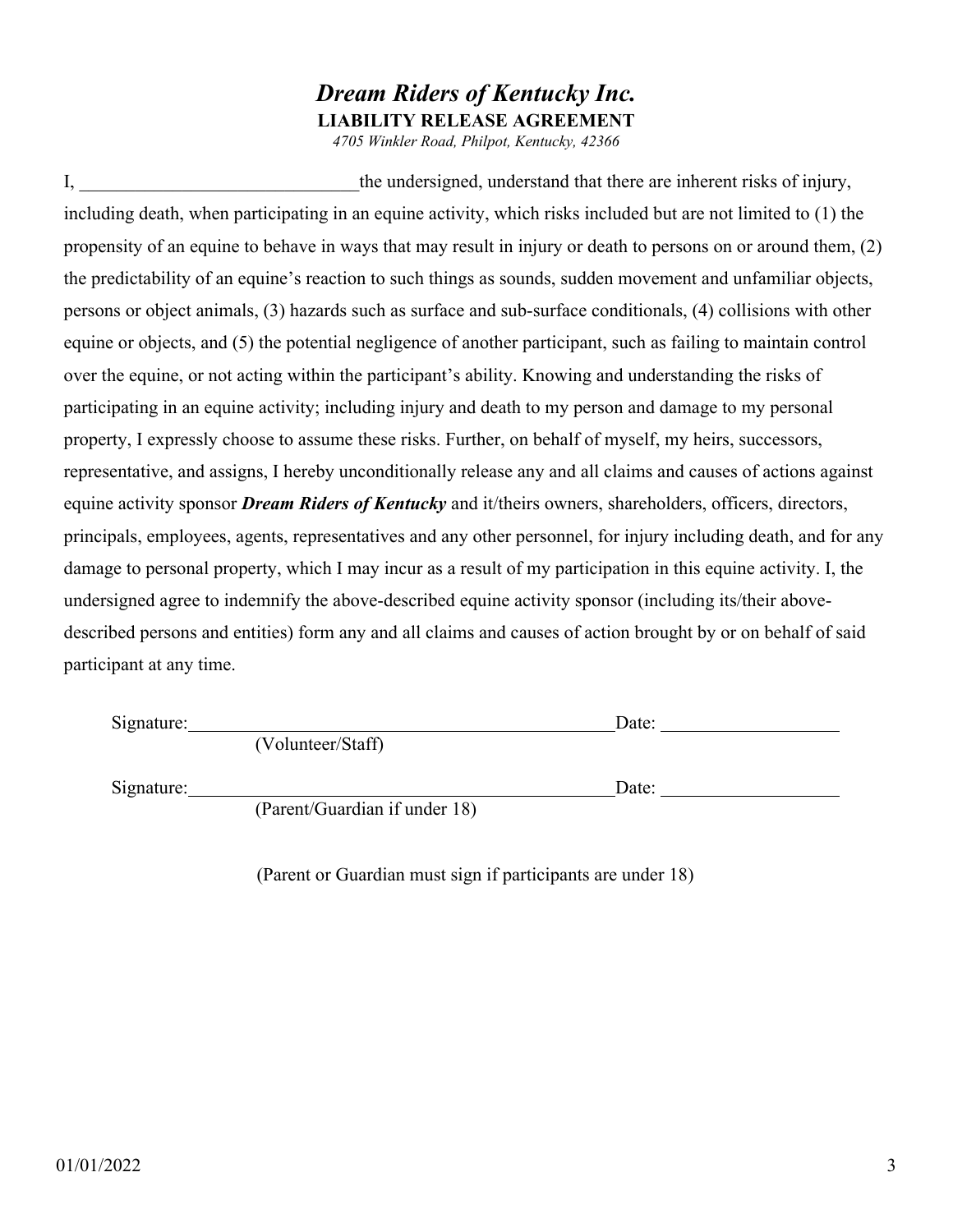# *Dream Riders of Kentucky Inc.*

**LIABILITY RELEASE AGREEMENT**

*4705 Winkler Road, Philpot, Kentucky, 42366*

I, ______________________________the undersigned, understand that there are inherent risks of injury, including death, when participating in an equine activity, which risks included but are not limited to (1) the propensity of an equine to behave in ways that may result in injury or death to persons on or around them, (2) the predictability of an equine's reaction to such things as sounds, sudden movement and unfamiliar objects, persons or object animals, (3) hazards such as surface and sub-surface conditionals, (4) collisions with other equine or objects, and (5) the potential negligence of another participant, such as failing to maintain control over the equine, or not acting within the participant's ability. Knowing and understanding the risks of participating in an equine activity; including injury and death to my person and damage to my personal property, I expressly choose to assume these risks. Further, on behalf of myself, my heirs, successors, representative, and assigns, I hereby unconditionally release any and all claims and causes of actions against equine activity sponsor ***Dream Riders of Kentucky*** and it/theirs owners, shareholders, officers, directors, principals, employees, agents, representatives and any other personnel, for injury including death, and for any damage to personal property, which I may incur as a result of my participation in this equine activity. I, the undersigned agree to indemnify the above-described equine activity sponsor (including its/their above-described persons and entities) form any and all claims and causes of action brought by or on behalf of said participant at any time.

Signature:_______________________________________________Date: ___________________
(Volunteer/Staff)

Signature:_______________________________________________Date: ___________________
(Parent/Guardian if under 18)

(Parent or Guardian must sign if participants are under 18)

01/01/2022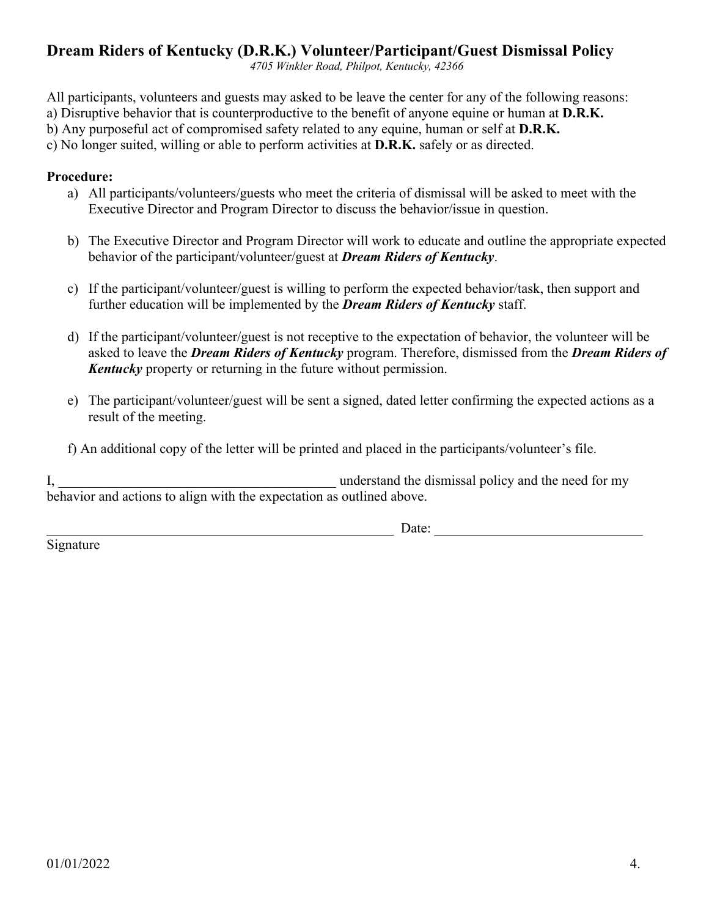## Dream Riders of Kentucky (D.R.K.) Volunteer/Participant/Guest Dismissal Policy

*4705 Winkler Road, Philpot, Kentucky, 42366*

All participants, volunteers and guests may asked to be leave the center for any of the following reasons:
a) Disruptive behavior that is counterproductive to the benefit of anyone equine or human at **D.R.K.**
b) Any purposeful act of compromised safety related to any equine, human or self at **D.R.K.**
c) No longer suited, willing or able to perform activities at **D.R.K.** safely or as directed.

**Procedure:**

a) All participants/volunteers/guests who meet the criteria of dismissal will be asked to meet with the Executive Director and Program Director to discuss the behavior/issue in question.

b) The Executive Director and Program Director will work to educate and outline the appropriate expected behavior of the participant/volunteer/guest at ***Dream Riders of Kentucky***.

c) If the participant/volunteer/guest is willing to perform the expected behavior/task, then support and further education will be implemented by the ***Dream Riders of Kentucky*** staff.

d) If the participant/volunteer/guest is not receptive to the expectation of behavior, the volunteer will be asked to leave the ***Dream Riders of Kentucky*** program. Therefore, dismissed from the ***Dream Riders of Kentucky*** property or returning in the future without permission.

e) The participant/volunteer/guest will be sent a signed, dated letter confirming the expected actions as a result of the meeting.

f) An additional copy of the letter will be printed and placed in the participants/volunteer's file.

I, ________________________________________ understand the dismissal policy and the need for my behavior and actions to align with the expectation as outlined above.

____________________________________________________ Date: ______________________________

Signature

01/01/2022